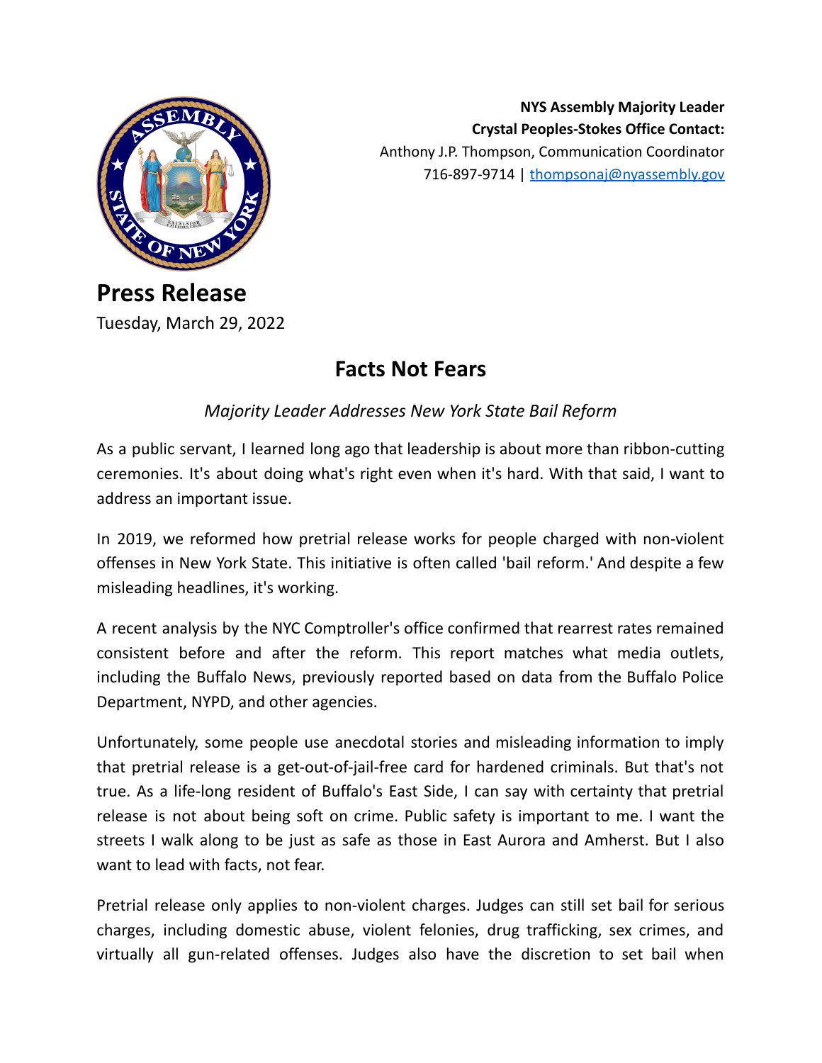**NYS Assembly Majority Leader**
**Crystal Peoples-Stokes Office Contact:**
Anthony J.P. Thompson, Communication Coordinator
716-897-9714 | [thompsonaj@nyassembly.gov](mailto:thompsonaj@nyassembly.gov)

# Press Release

Tuesday, March 29, 2022

## Facts Not Fears

*Majority Leader Addresses New York State Bail Reform*

As a public servant, I learned long ago that leadership is about more than ribbon-cutting ceremonies. It's about doing what's right even when it's hard. With that said, I want to address an important issue.

In 2019, we reformed how pretrial release works for people charged with non-violent offenses in New York State. This initiative is often called 'bail reform.' And despite a few misleading headlines, it's working.

A recent analysis by the NYC Comptroller's office confirmed that rearrest rates remained consistent before and after the reform. This report matches what media outlets, including the Buffalo News, previously reported based on data from the Buffalo Police Department, NYPD, and other agencies.

Unfortunately, some people use anecdotal stories and misleading information to imply that pretrial release is a get-out-of-jail-free card for hardened criminals. But that's not true. As a life-long resident of Buffalo's East Side, I can say with certainty that pretrial release is not about being soft on crime. Public safety is important to me. I want the streets I walk along to be just as safe as those in East Aurora and Amherst. But I also want to lead with facts, not fear.

Pretrial release only applies to non-violent charges. Judges can still set bail for serious charges, including domestic abuse, violent felonies, drug trafficking, sex crimes, and virtually all gun-related offenses. Judges also have the discretion to set bail when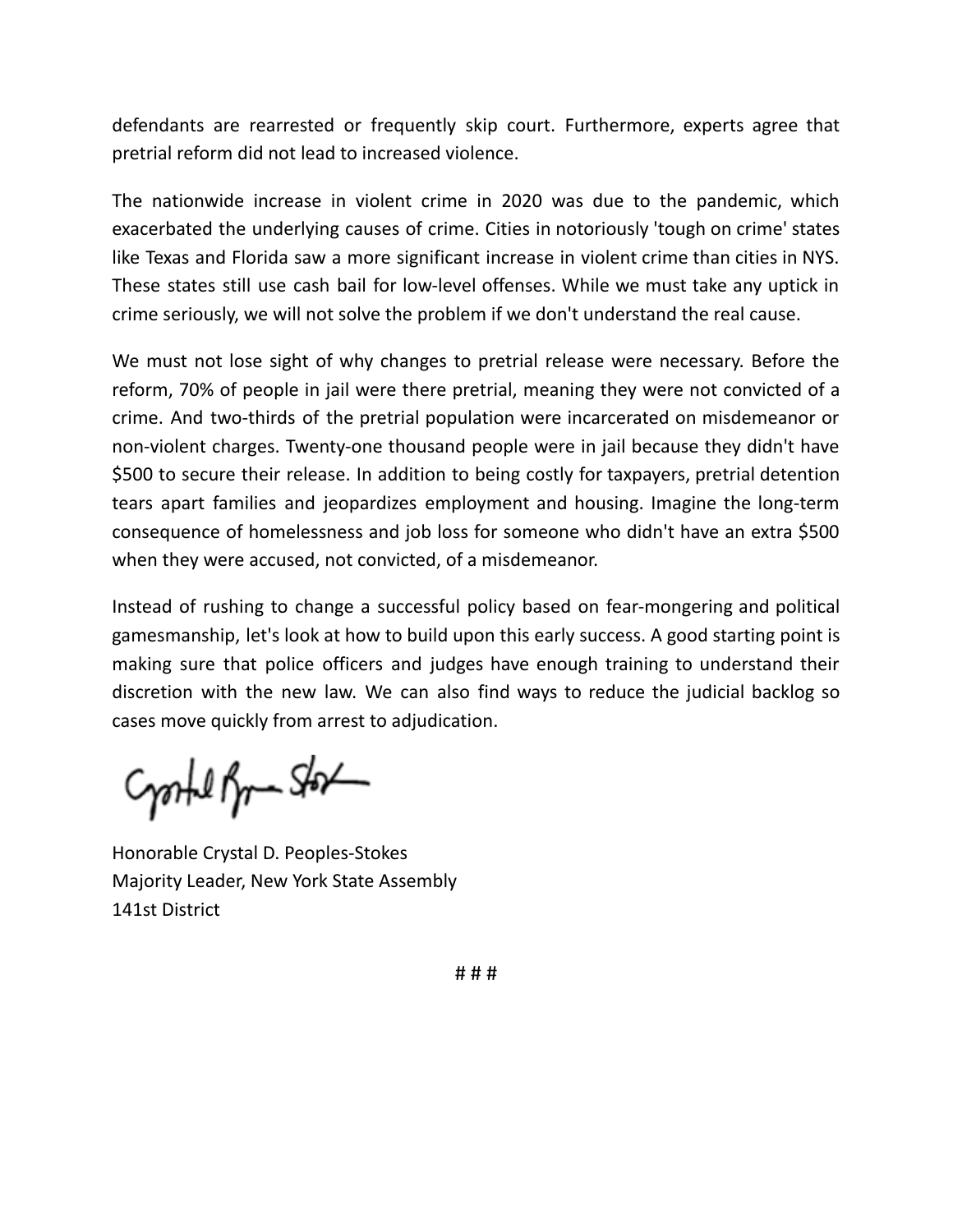defendants are rearrested or frequently skip court. Furthermore, experts agree that pretrial reform did not lead to increased violence.

The nationwide increase in violent crime in 2020 was due to the pandemic, which exacerbated the underlying causes of crime. Cities in notoriously 'tough on crime' states like Texas and Florida saw a more significant increase in violent crime than cities in NYS. These states still use cash bail for low-level offenses. While we must take any uptick in crime seriously, we will not solve the problem if we don't understand the real cause.

We must not lose sight of why changes to pretrial release were necessary. Before the reform, 70% of people in jail were there pretrial, meaning they were not convicted of a crime. And two-thirds of the pretrial population were incarcerated on misdemeanor or non-violent charges. Twenty-one thousand people were in jail because they didn't have $500 to secure their release. In addition to being costly for taxpayers, pretrial detention tears apart families and jeopardizes employment and housing. Imagine the long-term consequence of homelessness and job loss for someone who didn't have an extra $500 when they were accused, not convicted, of a misdemeanor.

Instead of rushing to change a successful policy based on fear-mongering and political gamesmanship, let's look at how to build upon this early success. A good starting point is making sure that police officers and judges have enough training to understand their discretion with the new law. We can also find ways to reduce the judicial backlog so cases move quickly from arrest to adjudication.

Honorable Crystal D. Peoples-Stokes
Majority Leader, New York State Assembly
141st District

# # #